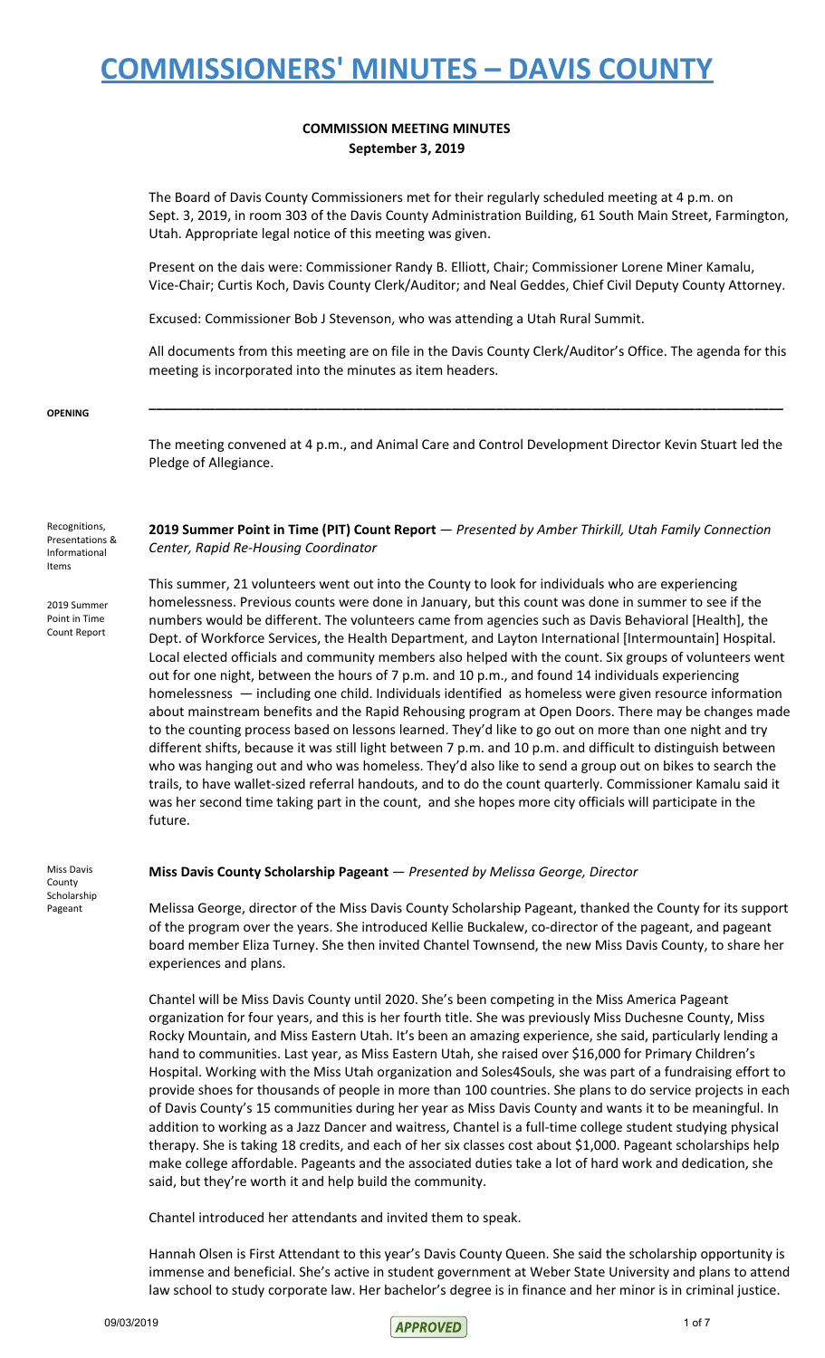# COMMISSIONERS' MINUTES – DAVIS COUNTY

**COMMISSION MEETING MINUTES**
**September 3, 2019**

The Board of Davis County Commissioners met for their regularly scheduled meeting at 4 p.m. on Sept. 3, 2019, in room 303 of the Davis County Administration Building, 61 South Main Street, Farmington, Utah. Appropriate legal notice of this meeting was given.

Present on the dais were: Commissioner Randy B. Elliott, Chair; Commissioner Lorene Miner Kamalu, Vice-Chair; Curtis Koch, Davis County Clerk/Auditor; and Neal Geddes, Chief Civil Deputy County Attorney.

Excused: Commissioner Bob J Stevenson, who was attending a Utah Rural Summit.

All documents from this meeting are on file in the Davis County Clerk/Auditor's Office. The agenda for this meeting is incorporated into the minutes as item headers.

---

**OPENING**

The meeting convened at 4 p.m., and Animal Care and Control Development Director Kevin Stuart led the Pledge of Allegiance.

Recognitions, Presentations & Informational Items

2019 Summer Point in Time Count Report

**2019 Summer Point in Time (PIT) Count Report** — *Presented by Amber Thirkill, Utah Family Connection Center, Rapid Re-Housing Coordinator*

This summer, 21 volunteers went out into the County to look for individuals who are experiencing homelessness. Previous counts were done in January, but this count was done in summer to see if the numbers would be different. The volunteers came from agencies such as Davis Behavioral [Health], the Dept. of Workforce Services, the Health Department, and Layton International [Intermountain] Hospital. Local elected officials and community members also helped with the count. Six groups of volunteers went out for one night, between the hours of 7 p.m. and 10 p.m., and found 14 individuals experiencing homelessness — including one child. Individuals identified as homeless were given resource information about mainstream benefits and the Rapid Rehousing program at Open Doors. There may be changes made to the counting process based on lessons learned. They'd like to go out on more than one night and try different shifts, because it was still light between 7 p.m. and 10 p.m. and difficult to distinguish between who was hanging out and who was homeless. They'd also like to send a group out on bikes to search the trails, to have wallet-sized referral handouts, and to do the count quarterly. Commissioner Kamalu said it was her second time taking part in the count, and she hopes more city officials will participate in the future.

Miss Davis County Scholarship Pageant

**Miss Davis County Scholarship Pageant** — *Presented by Melissa George, Director*

Melissa George, director of the Miss Davis County Scholarship Pageant, thanked the County for its support of the program over the years. She introduced Kellie Buckalew, co-director of the pageant, and pageant board member Eliza Turney. She then invited Chantel Townsend, the new Miss Davis County, to share her experiences and plans.

Chantel will be Miss Davis County until 2020. She's been competing in the Miss America Pageant organization for four years, and this is her fourth title. She was previously Miss Duchesne County, Miss Rocky Mountain, and Miss Eastern Utah. It's been an amazing experience, she said, particularly lending a hand to communities. Last year, as Miss Eastern Utah, she raised over $16,000 for Primary Children's Hospital. Working with the Miss Utah organization and Soles4Souls, she was part of a fundraising effort to provide shoes for thousands of people in more than 100 countries. She plans to do service projects in each of Davis County's 15 communities during her year as Miss Davis County and wants it to be meaningful. In addition to working as a Jazz Dancer and waitress, Chantel is a full-time college student studying physical therapy. She is taking 18 credits, and each of her six classes cost about $1,000. Pageant scholarships help make college affordable. Pageants and the associated duties take a lot of hard work and dedication, she said, but they're worth it and help build the community.

Chantel introduced her attendants and invited them to speak.

Hannah Olsen is First Attendant to this year's Davis County Queen. She said the scholarship opportunity is immense and beneficial. She's active in student government at Weber State University and plans to attend law school to study corporate law. Her bachelor's degree is in finance and her minor is in criminal justice.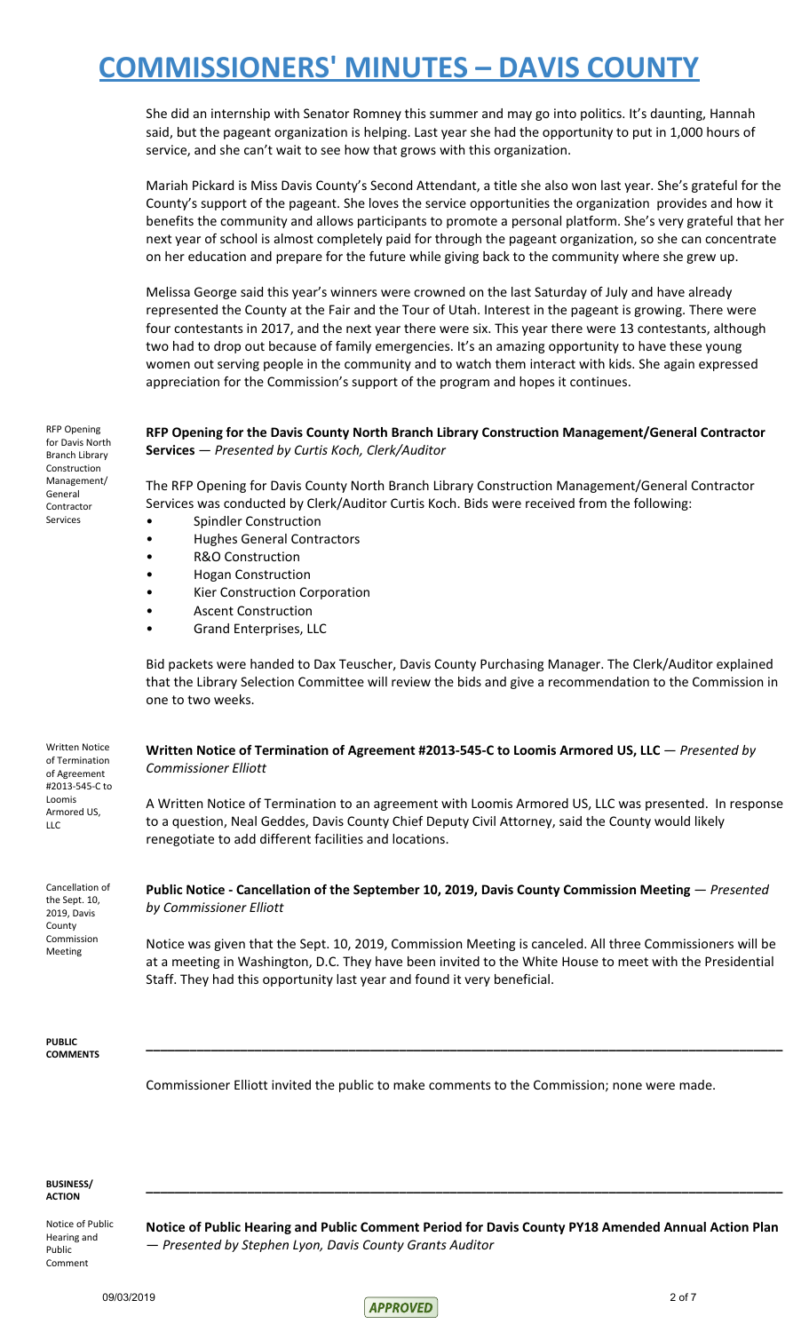# COMMISSIONERS' MINUTES – DAVIS COUNTY

She did an internship with Senator Romney this summer and may go into politics. It's daunting, Hannah said, but the pageant organization is helping. Last year she had the opportunity to put in 1,000 hours of service, and she can't wait to see how that grows with this organization.

Mariah Pickard is Miss Davis County's Second Attendant, a title she also won last year. She's grateful for the County's support of the pageant. She loves the service opportunities the organization provides and how it benefits the community and allows participants to promote a personal platform. She's very grateful that her next year of school is almost completely paid for through the pageant organization, so she can concentrate on her education and prepare for the future while giving back to the community where she grew up.

Melissa George said this year's winners were crowned on the last Saturday of July and have already represented the County at the Fair and the Tour of Utah. Interest in the pageant is growing. There were four contestants in 2017, and the next year there were six. This year there were 13 contestants, although two had to drop out because of family emergencies. It's an amazing opportunity to have these young women out serving people in the community and to watch them interact with kids. She again expressed appreciation for the Commission's support of the program and hopes it continues.

RFP Opening for Davis North Branch Library Construction Management/ General Contractor Services

**RFP Opening for the Davis County North Branch Library Construction Management/General Contractor Services** — *Presented by Curtis Koch, Clerk/Auditor*

The RFP Opening for Davis County North Branch Library Construction Management/General Contractor Services was conducted by Clerk/Auditor Curtis Koch. Bids were received from the following:

- Spindler Construction
- Hughes General Contractors
- R&O Construction
- Hogan Construction
- Kier Construction Corporation
- Ascent Construction
- Grand Enterprises, LLC

Bid packets were handed to Dax Teuscher, Davis County Purchasing Manager. The Clerk/Auditor explained that the Library Selection Committee will review the bids and give a recommendation to the Commission in one to two weeks.

Written Notice of Termination of Agreement #2013-545-C to Loomis Armored US, LLC

**Written Notice of Termination of Agreement #2013-545-C to Loomis Armored US, LLC** — *Presented by Commissioner Elliott*

A Written Notice of Termination to an agreement with Loomis Armored US, LLC was presented. In response to a question, Neal Geddes, Davis County Chief Deputy Civil Attorney, said the County would likely renegotiate to add different facilities and locations.

Cancellation of the Sept. 10, 2019, Davis County Commission Meeting

**Public Notice - Cancellation of the September 10, 2019, Davis County Commission Meeting** — *Presented by Commissioner Elliott*

Notice was given that the Sept. 10, 2019, Commission Meeting is canceled. All three Commissioners will be at a meeting in Washington, D.C. They have been invited to the White House to meet with the Presidential Staff. They had this opportunity last year and found it very beneficial.

**PUBLIC COMMENTS**

Commissioner Elliott invited the public to make comments to the Commission; none were made.

**BUSINESS/ ACTION**

Notice of Public Hearing and Public Comment

**Notice of Public Hearing and Public Comment Period for Davis County PY18 Amended Annual Action Plan** — *Presented by Stephen Lyon, Davis County Grants Auditor*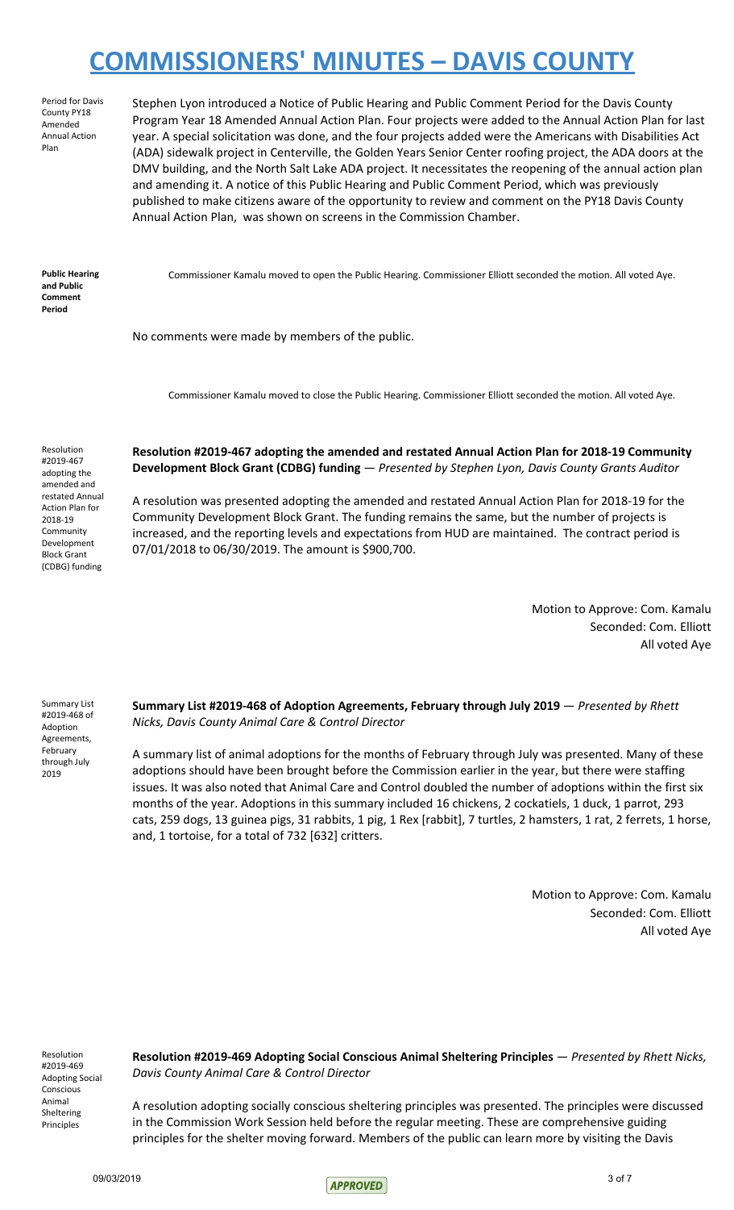# COMMISSIONERS' MINUTES – DAVIS COUNTY

Period for Davis County PY18 Amended Annual Action Plan

Stephen Lyon introduced a Notice of Public Hearing and Public Comment Period for the Davis County Program Year 18 Amended Annual Action Plan. Four projects were added to the Annual Action Plan for last year. A special solicitation was done, and the four projects added were the Americans with Disabilities Act (ADA) sidewalk project in Centerville, the Golden Years Senior Center roofing project, the ADA doors at the DMV building, and the North Salt Lake ADA project. It necessitates the reopening of the annual action plan and amending it. A notice of this Public Hearing and Public Comment Period, which was previously published to make citizens aware of the opportunity to review and comment on the PY18 Davis County Annual Action Plan, was shown on screens in the Commission Chamber.

**Public Hearing and Public Comment Period**

Commissioner Kamalu moved to open the Public Hearing. Commissioner Elliott seconded the motion. All voted Aye.

No comments were made by members of the public.

Commissioner Kamalu moved to close the Public Hearing. Commissioner Elliott seconded the motion. All voted Aye.

Resolution #2019-467 adopting the amended and restated Annual Action Plan for 2018-19 Community Development Block Grant (CDBG) funding

**Resolution #2019-467 adopting the amended and restated Annual Action Plan for 2018-19 Community Development Block Grant (CDBG) funding** — *Presented by Stephen Lyon, Davis County Grants Auditor*

A resolution was presented adopting the amended and restated Annual Action Plan for 2018-19 for the Community Development Block Grant. The funding remains the same, but the number of projects is increased, and the reporting levels and expectations from HUD are maintained. The contract period is 07/01/2018 to 06/30/2019. The amount is $900,700.

Motion to Approve: Com. Kamalu
Seconded: Com. Elliott
All voted Aye

Summary List #2019-468 of Adoption Agreements, February through July 2019

**Summary List #2019-468 of Adoption Agreements, February through July 2019** — *Presented by Rhett Nicks, Davis County Animal Care & Control Director*

A summary list of animal adoptions for the months of February through July was presented. Many of these adoptions should have been brought before the Commission earlier in the year, but there were staffing issues. It was also noted that Animal Care and Control doubled the number of adoptions within the first six months of the year. Adoptions in this summary included 16 chickens, 2 cockatiels, 1 duck, 1 parrot, 293 cats, 259 dogs, 13 guinea pigs, 31 rabbits, 1 pig, 1 Rex [rabbit], 7 turtles, 2 hamsters, 1 rat, 2 ferrets, 1 horse, and, 1 tortoise, for a total of 732 [632] critters.

Motion to Approve: Com. Kamalu
Seconded: Com. Elliott
All voted Aye

Resolution #2019-469 Adopting Social Conscious Animal Sheltering Principles

**Resolution #2019-469 Adopting Social Conscious Animal Sheltering Principles** — *Presented by Rhett Nicks, Davis County Animal Care & Control Director*

A resolution adopting socially conscious sheltering principles was presented. The principles were discussed in the Commission Work Session held before the regular meeting. These are comprehensive guiding principles for the shelter moving forward. Members of the public can learn more by visiting the Davis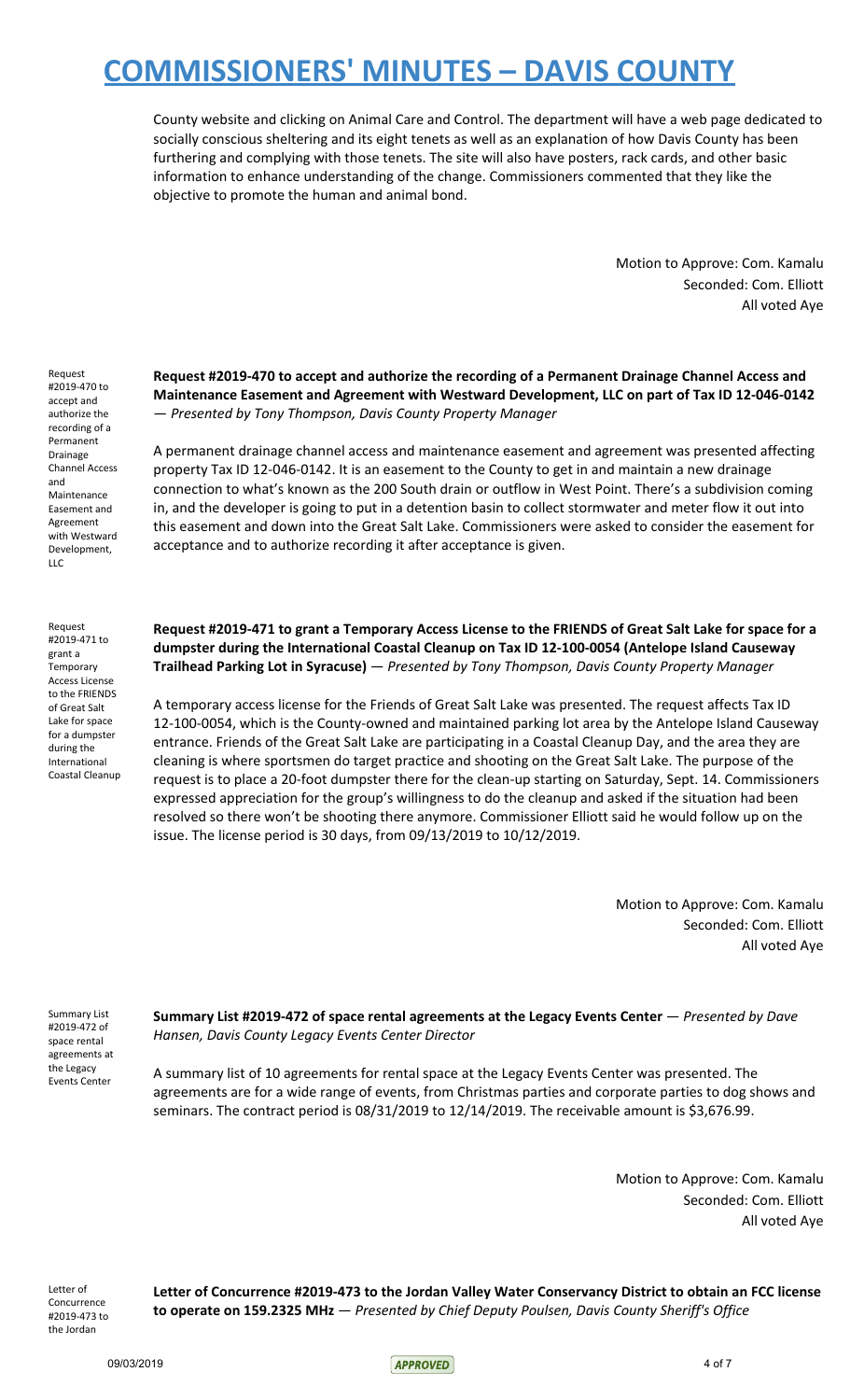County website and clicking on Animal Care and Control. The department will have a web page dedicated to socially conscious sheltering and its eight tenets as well as an explanation of how Davis County has been furthering and complying with those tenets. The site will also have posters, rack cards, and other basic information to enhance understanding of the change. Commissioners commented that they like the objective to promote the human and animal bond.

Motion to Approve: Com. Kamalu
Seconded: Com. Elliott
All voted Aye

Request #2019-470 to accept and authorize the recording of a Permanent Drainage Channel Access and Maintenance Easement and Agreement with Westward Development, LLC

**Request #2019-470 to accept and authorize the recording of a Permanent Drainage Channel Access and Maintenance Easement and Agreement with Westward Development, LLC on part of Tax ID 12-046-0142** — *Presented by Tony Thompson, Davis County Property Manager*

A permanent drainage channel access and maintenance easement and agreement was presented affecting property Tax ID 12-046-0142. It is an easement to the County to get in and maintain a new drainage connection to what's known as the 200 South drain or outflow in West Point. There's a subdivision coming in, and the developer is going to put in a detention basin to collect stormwater and meter flow it out into this easement and down into the Great Salt Lake. Commissioners were asked to consider the easement for acceptance and to authorize recording it after acceptance is given.

Request #2019-471 to grant a Temporary Access License to the FRIENDS of Great Salt Lake for space for a dumpster during the International Coastal Cleanup

**Request #2019-471 to grant a Temporary Access License to the FRIENDS of Great Salt Lake for space for a dumpster during the International Coastal Cleanup on Tax ID 12-100-0054 (Antelope Island Causeway Trailhead Parking Lot in Syracuse)** — *Presented by Tony Thompson, Davis County Property Manager*

A temporary access license for the Friends of Great Salt Lake was presented. The request affects Tax ID 12-100-0054, which is the County-owned and maintained parking lot area by the Antelope Island Causeway entrance. Friends of the Great Salt Lake are participating in a Coastal Cleanup Day, and the area they are cleaning is where sportsmen do target practice and shooting on the Great Salt Lake. The purpose of the request is to place a 20-foot dumpster there for the clean-up starting on Saturday, Sept. 14. Commissioners expressed appreciation for the group's willingness to do the cleanup and asked if the situation had been resolved so there won't be shooting there anymore. Commissioner Elliott said he would follow up on the issue. The license period is 30 days, from 09/13/2019 to 10/12/2019.

Motion to Approve: Com. Kamalu
Seconded: Com. Elliott
All voted Aye

Summary List #2019-472 of space rental agreements at the Legacy Events Center

**Summary List #2019-472 of space rental agreements at the Legacy Events Center** — *Presented by Dave Hansen, Davis County Legacy Events Center Director*

A summary list of 10 agreements for rental space at the Legacy Events Center was presented. The agreements are for a wide range of events, from Christmas parties and corporate parties to dog shows and seminars. The contract period is 08/31/2019 to 12/14/2019. The receivable amount is $3,676.99.

Motion to Approve: Com. Kamalu
Seconded: Com. Elliott
All voted Aye

Letter of Concurrence #2019-473 to the Jordan

**Letter of Concurrence #2019-473 to the Jordan Valley Water Conservancy District to obtain an FCC license to operate on 159.2325 MHz** — *Presented by Chief Deputy Poulsen, Davis County Sheriff's Office*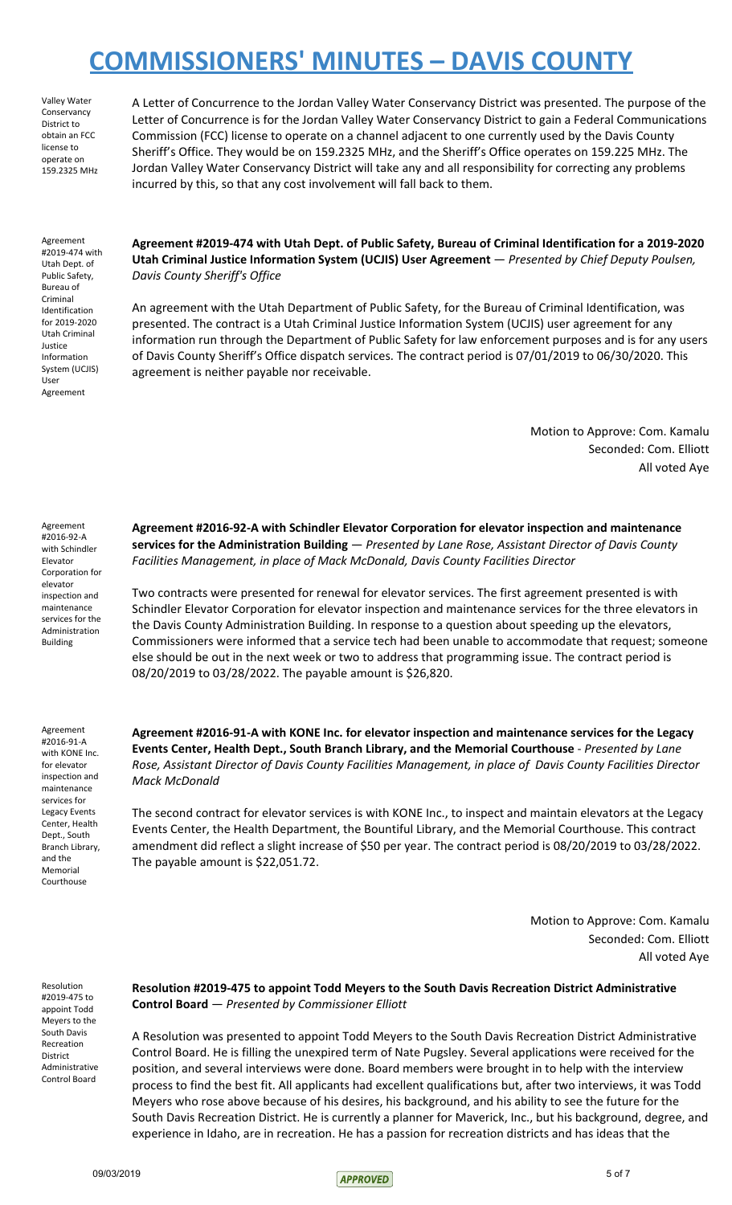Valley Water Conservancy District to obtain an FCC license to operate on 159.2325 MHz

A Letter of Concurrence to the Jordan Valley Water Conservancy District was presented. The purpose of the Letter of Concurrence is for the Jordan Valley Water Conservancy District to gain a Federal Communications Commission (FCC) license to operate on a channel adjacent to one currently used by the Davis County Sheriff's Office. They would be on 159.2325 MHz, and the Sheriff's Office operates on 159.225 MHz. The Jordan Valley Water Conservancy District will take any and all responsibility for correcting any problems incurred by this, so that any cost involvement will fall back to them.

Agreement #2019-474 with Utah Dept. of Public Safety, Bureau of Criminal Identification for 2019-2020 Utah Criminal Justice Information System (UCJIS) User Agreement

**Agreement #2019-474 with Utah Dept. of Public Safety, Bureau of Criminal Identification for a 2019-2020 Utah Criminal Justice Information System (UCJIS) User Agreement** — *Presented by Chief Deputy Poulsen, Davis County Sheriff's Office*

An agreement with the Utah Department of Public Safety, for the Bureau of Criminal Identification, was presented. The contract is a Utah Criminal Justice Information System (UCJIS) user agreement for any information run through the Department of Public Safety for law enforcement purposes and is for any users of Davis County Sheriff's Office dispatch services. The contract period is 07/01/2019 to 06/30/2020. This agreement is neither payable nor receivable.

Motion to Approve: Com. Kamalu
Seconded: Com. Elliott
All voted Aye

Agreement #2016-92-A with Schindler Elevator Corporation for elevator inspection and maintenance services for the Administration Building

**Agreement #2016-92-A with Schindler Elevator Corporation for elevator inspection and maintenance services for the Administration Building** — *Presented by Lane Rose, Assistant Director of Davis County Facilities Management, in place of Mack McDonald, Davis County Facilities Director*

Two contracts were presented for renewal for elevator services. The first agreement presented is with Schindler Elevator Corporation for elevator inspection and maintenance services for the three elevators in the Davis County Administration Building. In response to a question about speeding up the elevators, Commissioners were informed that a service tech had been unable to accommodate that request; someone else should be out in the next week or two to address that programming issue. The contract period is 08/20/2019 to 03/28/2022. The payable amount is $26,820.

Agreement #2016-91-A with KONE Inc. for elevator inspection and maintenance services for Legacy Events Center, Health Dept., South Branch Library, and the Memorial Courthouse

**Agreement #2016-91-A with KONE Inc. for elevator inspection and maintenance services for the Legacy Events Center, Health Dept., South Branch Library, and the Memorial Courthouse** - *Presented by Lane Rose, Assistant Director of Davis County Facilities Management, in place of Davis County Facilities Director Mack McDonald*

The second contract for elevator services is with KONE Inc., to inspect and maintain elevators at the Legacy Events Center, the Health Department, the Bountiful Library, and the Memorial Courthouse. This contract amendment did reflect a slight increase of $50 per year. The contract period is 08/20/2019 to 03/28/2022. The payable amount is $22,051.72.

Motion to Approve: Com. Kamalu
Seconded: Com. Elliott
All voted Aye

Resolution #2019-475 to appoint Todd Meyers to the South Davis Recreation District Administrative Control Board

**Resolution #2019-475 to appoint Todd Meyers to the South Davis Recreation District Administrative Control Board** — *Presented by Commissioner Elliott*

A Resolution was presented to appoint Todd Meyers to the South Davis Recreation District Administrative Control Board. He is filling the unexpired term of Nate Pugsley. Several applications were received for the position, and several interviews were done. Board members were brought in to help with the interview process to find the best fit. All applicants had excellent qualifications but, after two interviews, it was Todd Meyers who rose above because of his desires, his background, and his ability to see the future for the South Davis Recreation District. He is currently a planner for Maverick, Inc., but his background, degree, and experience in Idaho, are in recreation. He has a passion for recreation districts and has ideas that the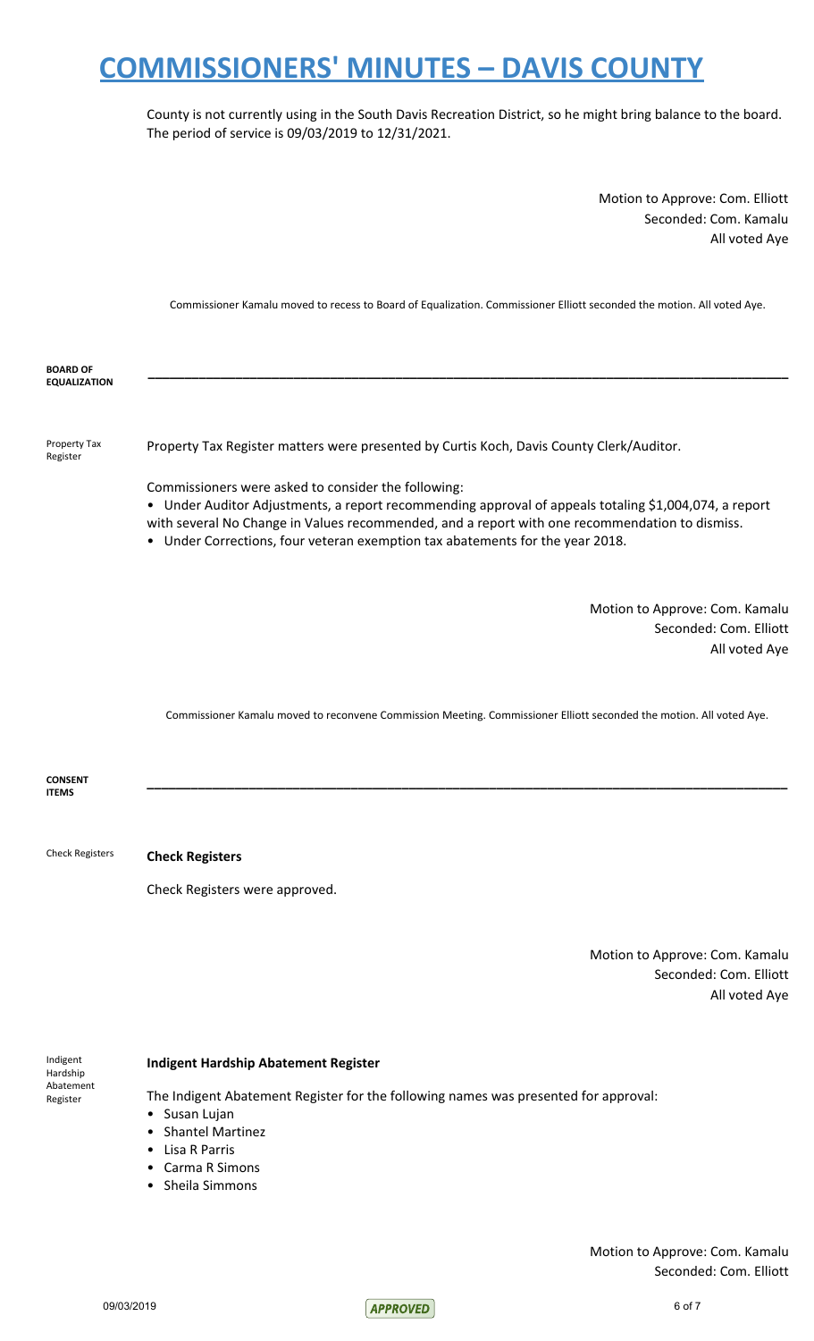County is not currently using in the South Davis Recreation District, so he might bring balance to the board. The period of service is 09/03/2019 to 12/31/2021.

Motion to Approve: Com. Elliott
Seconded: Com. Kamalu
All voted Aye

Commissioner Kamalu moved to recess to Board of Equalization. Commissioner Elliott seconded the motion. All voted Aye.

**BOARD OF EQUALIZATION**

---

Property Tax Register

Property Tax Register matters were presented by Curtis Koch, Davis County Clerk/Auditor.

Commissioners were asked to consider the following:

- Under Auditor Adjustments, a report recommending approval of appeals totaling $1,004,074, a report with several No Change in Values recommended, and a report with one recommendation to dismiss.
- Under Corrections, four veteran exemption tax abatements for the year 2018.

Motion to Approve: Com. Kamalu
Seconded: Com. Elliott
All voted Aye

Commissioner Kamalu moved to reconvene Commission Meeting. Commissioner Elliott seconded the motion. All voted Aye.

**CONSENT ITEMS**

---

Check Registers

**Check Registers**

Check Registers were approved.

Motion to Approve: Com. Kamalu
Seconded: Com. Elliott
All voted Aye

Indigent Hardship Abatement Register

**Indigent Hardship Abatement Register**

The Indigent Abatement Register for the following names was presented for approval:

- Susan Lujan
- Shantel Martinez
- Lisa R Parris
- Carma R Simons
- Sheila Simmons

Motion to Approve: Com. Kamalu
Seconded: Com. Elliott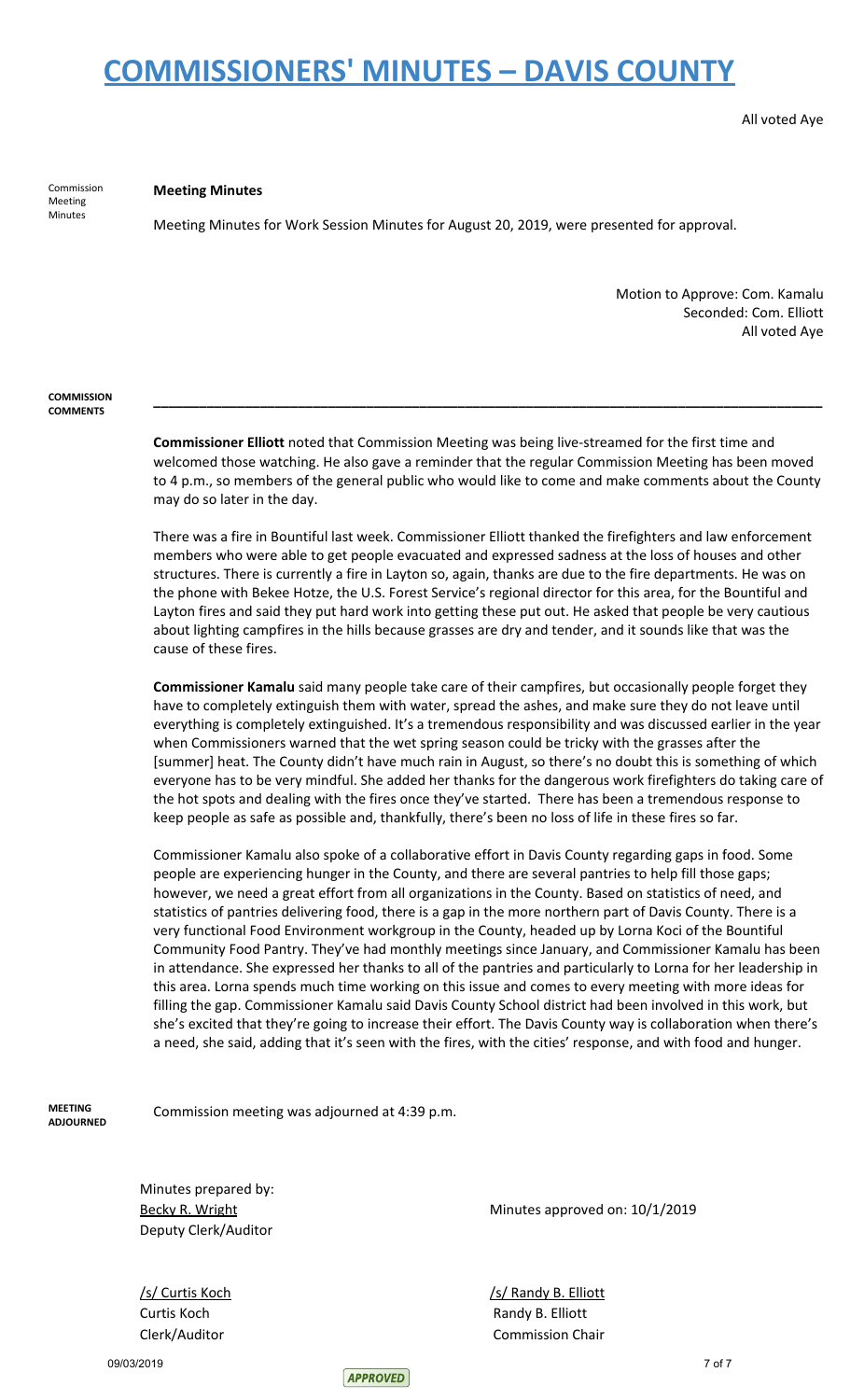All voted Aye

Commission Meeting Minutes

**Meeting Minutes**

Meeting Minutes for Work Session Minutes for August 20, 2019, were presented for approval.

Motion to Approve: Com. Kamalu
Seconded: Com. Elliott
All voted Aye

**COMMISSION COMMENTS**

---

**Commissioner Elliott** noted that Commission Meeting was being live-streamed for the first time and welcomed those watching. He also gave a reminder that the regular Commission Meeting has been moved to 4 p.m., so members of the general public who would like to come and make comments about the County may do so later in the day.

There was a fire in Bountiful last week. Commissioner Elliott thanked the firefighters and law enforcement members who were able to get people evacuated and expressed sadness at the loss of houses and other structures. There is currently a fire in Layton so, again, thanks are due to the fire departments. He was on the phone with Bekee Hotze, the U.S. Forest Service's regional director for this area, for the Bountiful and Layton fires and said they put hard work into getting these put out. He asked that people be very cautious about lighting campfires in the hills because grasses are dry and tender, and it sounds like that was the cause of these fires.

**Commissioner Kamalu** said many people take care of their campfires, but occasionally people forget they have to completely extinguish them with water, spread the ashes, and make sure they do not leave until everything is completely extinguished. It's a tremendous responsibility and was discussed earlier in the year when Commissioners warned that the wet spring season could be tricky with the grasses after the [summer] heat. The County didn't have much rain in August, so there's no doubt this is something of which everyone has to be very mindful. She added her thanks for the dangerous work firefighters do taking care of the hot spots and dealing with the fires once they've started. There has been a tremendous response to keep people as safe as possible and, thankfully, there's been no loss of life in these fires so far.

Commissioner Kamalu also spoke of a collaborative effort in Davis County regarding gaps in food. Some people are experiencing hunger in the County, and there are several pantries to help fill those gaps; however, we need a great effort from all organizations in the County. Based on statistics of need, and statistics of pantries delivering food, there is a gap in the more northern part of Davis County. There is a very functional Food Environment workgroup in the County, headed up by Lorna Koci of the Bountiful Community Food Pantry. They've had monthly meetings since January, and Commissioner Kamalu has been in attendance. She expressed her thanks to all of the pantries and particularly to Lorna for her leadership in this area. Lorna spends much time working on this issue and comes to every meeting with more ideas for filling the gap. Commissioner Kamalu said Davis County School district had been involved in this work, but she's excited that they're going to increase their effort. The Davis County way is collaboration when there's a need, she said, adding that it's seen with the fires, with the cities' response, and with food and hunger.

**MEETING ADJOURNED**

Commission meeting was adjourned at 4:39 p.m.

Minutes prepared by:
Becky R. Wright
Deputy Clerk/Auditor

Minutes approved on: 10/1/2019

/s/ Curtis Koch
Curtis Koch
Clerk/Auditor

/s/ Randy B. Elliott
Randy B. Elliott
Commission Chair